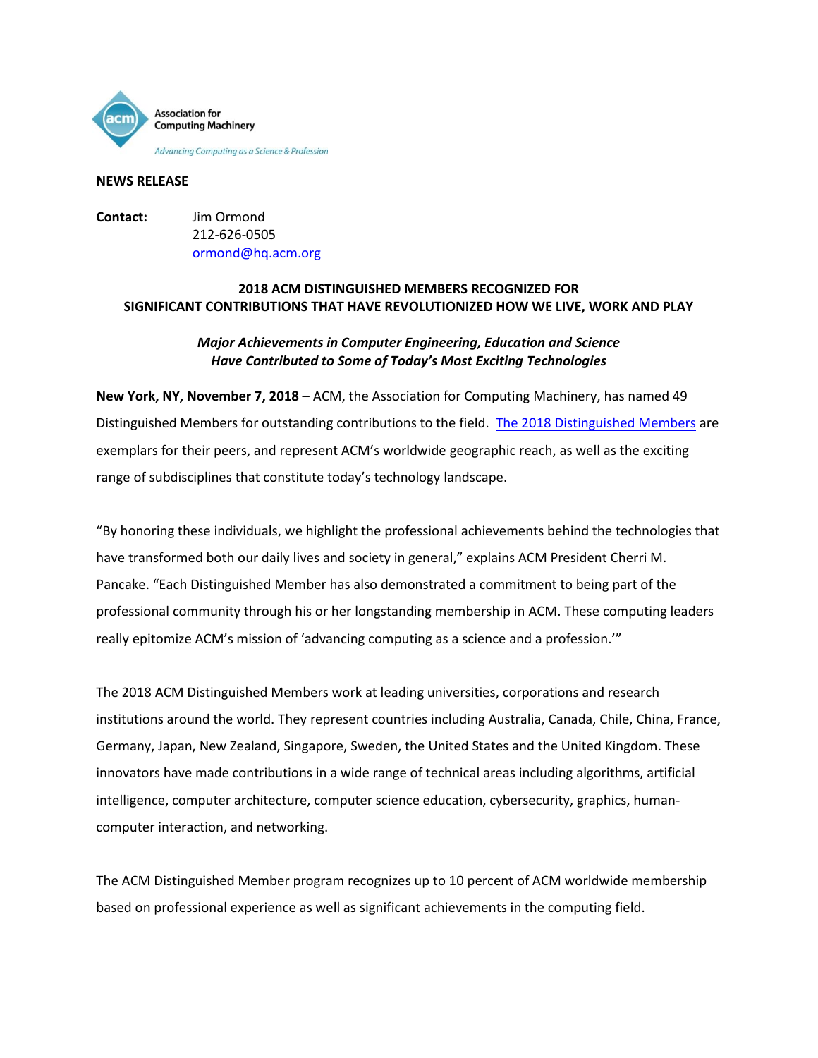Association for Computing Machinery

*Advancing Computing as a Science & Profession*

**NEWS RELEASE**

**Contact:** Jim Ormond
212-626-0505
ormond@hq.acm.org

## 2018 ACM DISTINGUISHED MEMBERS RECOGNIZED FOR SIGNIFICANT CONTRIBUTIONS THAT HAVE REVOLUTIONIZED HOW WE LIVE, WORK AND PLAY

***Major Achievements in Computer Engineering, Education and Science Have Contributed to Some of Today's Most Exciting Technologies***

**New York, NY, November 7, 2018** – ACM, the Association for Computing Machinery, has named 49 Distinguished Members for outstanding contributions to the field. The 2018 Distinguished Members are exemplars for their peers, and represent ACM's worldwide geographic reach, as well as the exciting range of subdisciplines that constitute today's technology landscape.

"By honoring these individuals, we highlight the professional achievements behind the technologies that have transformed both our daily lives and society in general," explains ACM President Cherri M. Pancake. "Each Distinguished Member has also demonstrated a commitment to being part of the professional community through his or her longstanding membership in ACM. These computing leaders really epitomize ACM's mission of 'advancing computing as a science and a profession.'"

The 2018 ACM Distinguished Members work at leading universities, corporations and research institutions around the world. They represent countries including Australia, Canada, Chile, China, France, Germany, Japan, New Zealand, Singapore, Sweden, the United States and the United Kingdom. These innovators have made contributions in a wide range of technical areas including algorithms, artificial intelligence, computer architecture, computer science education, cybersecurity, graphics, human-computer interaction, and networking.

The ACM Distinguished Member program recognizes up to 10 percent of ACM worldwide membership based on professional experience as well as significant achievements in the computing field.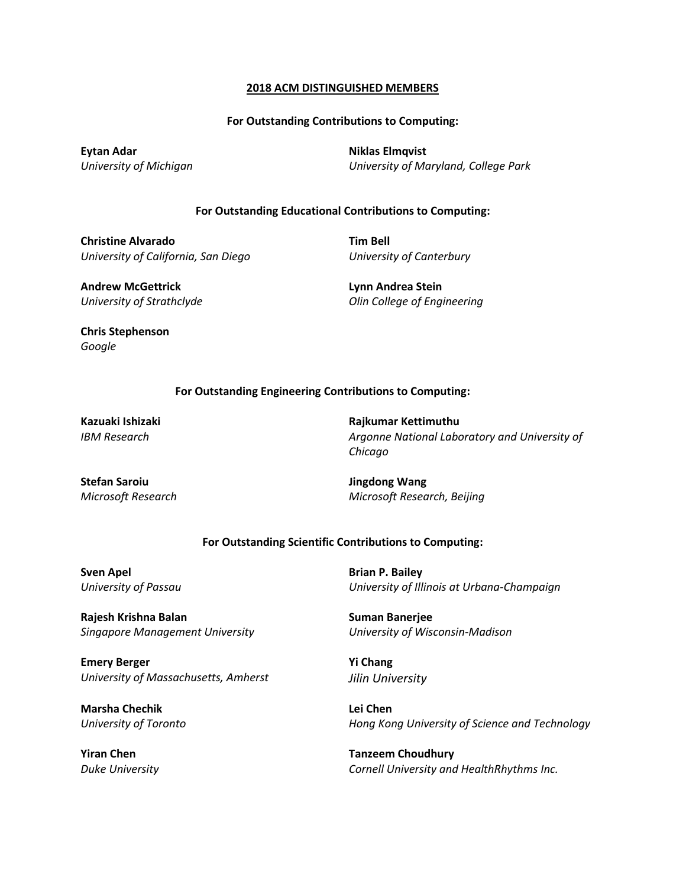# 2018 ACM DISTINGUISHED MEMBERS

## For Outstanding Contributions to Computing:

**Eytan Adar**
*University of Michigan*

**Niklas Elmqvist**
*University of Maryland, College Park*

## For Outstanding Educational Contributions to Computing:

**Christine Alvarado**
*University of California, San Diego*

**Tim Bell**
*University of Canterbury*

**Andrew McGettrick**
*University of Strathclyde*

**Lynn Andrea Stein**
*Olin College of Engineering*

**Chris Stephenson**
*Google*

## For Outstanding Engineering Contributions to Computing:

**Kazuaki Ishizaki**
*IBM Research*

**Rajkumar Kettimuthu**
*Argonne National Laboratory and University of Chicago*

**Stefan Saroiu**
*Microsoft Research*

**Jingdong Wang**
*Microsoft Research, Beijing*

## For Outstanding Scientific Contributions to Computing:

**Sven Apel**
*University of Passau*

**Brian P. Bailey**
*University of Illinois at Urbana-Champaign*

**Rajesh Krishna Balan**
*Singapore Management University*

**Suman Banerjee**
*University of Wisconsin-Madison*

**Emery Berger**
*University of Massachusetts, Amherst*

**Yi Chang**
*Jilin University*

**Marsha Chechik**
*University of Toronto*

**Lei Chen**
*Hong Kong University of Science and Technology*

**Yiran Chen**
*Duke University*

**Tanzeem Choudhury**
*Cornell University and HealthRhythms Inc.*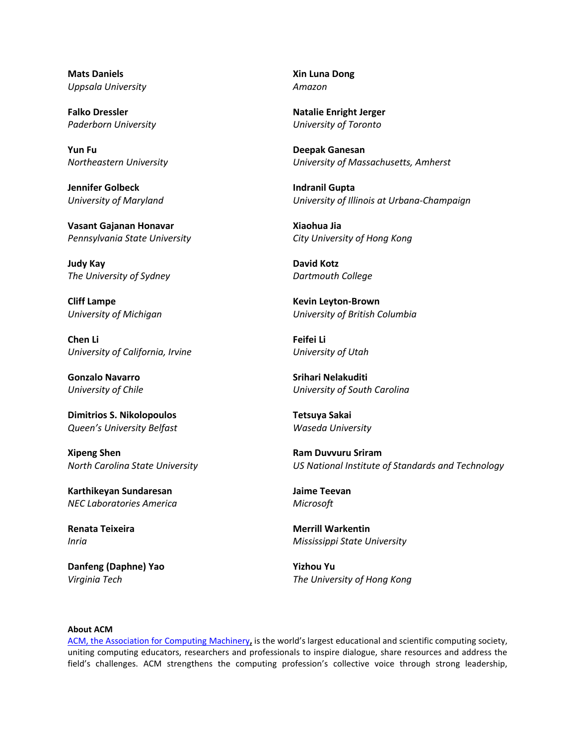**Mats Daniels**
*Uppsala University*

**Xin Luna Dong**
*Amazon*

**Falko Dressler**
*Paderborn University*

**Natalie Enright Jerger**
*University of Toronto*

**Yun Fu**
*Northeastern University*

**Deepak Ganesan**
*University of Massachusetts, Amherst*

**Jennifer Golbeck**
*University of Maryland*

**Indranil Gupta**
*University of Illinois at Urbana-Champaign*

**Vasant Gajanan Honavar**
*Pennsylvania State University*

**Xiaohua Jia**
*City University of Hong Kong*

**Judy Kay**
*The University of Sydney*

**David Kotz**
*Dartmouth College*

**Cliff Lampe**
*University of Michigan*

**Kevin Leyton-Brown**
*University of British Columbia*

**Chen Li**
*University of California, Irvine*

**Feifei Li**
*University of Utah*

**Gonzalo Navarro**
*University of Chile*

**Srihari Nelakuditi**
*University of South Carolina*

**Dimitrios S. Nikolopoulos**
*Queen's University Belfast*

**Tetsuya Sakai**
*Waseda University*

**Xipeng Shen**
*North Carolina State University*

**Ram Duvvuru Sriram**
*US National Institute of Standards and Technology*

**Karthikeyan Sundaresan**
*NEC Laboratories America*

**Jaime Teevan**
*Microsoft*

**Renata Teixeira**
*Inria*

**Merrill Warkentin**
*Mississippi State University*

**Danfeng (Daphne) Yao**
*Virginia Tech*

**Yizhou Yu**
*The University of Hong Kong*

**About ACM**

ACM, the Association for Computing Machinery, is the world's largest educational and scientific computing society, uniting computing educators, researchers and professionals to inspire dialogue, share resources and address the field's challenges. ACM strengthens the computing profession's collective voice through strong leadership,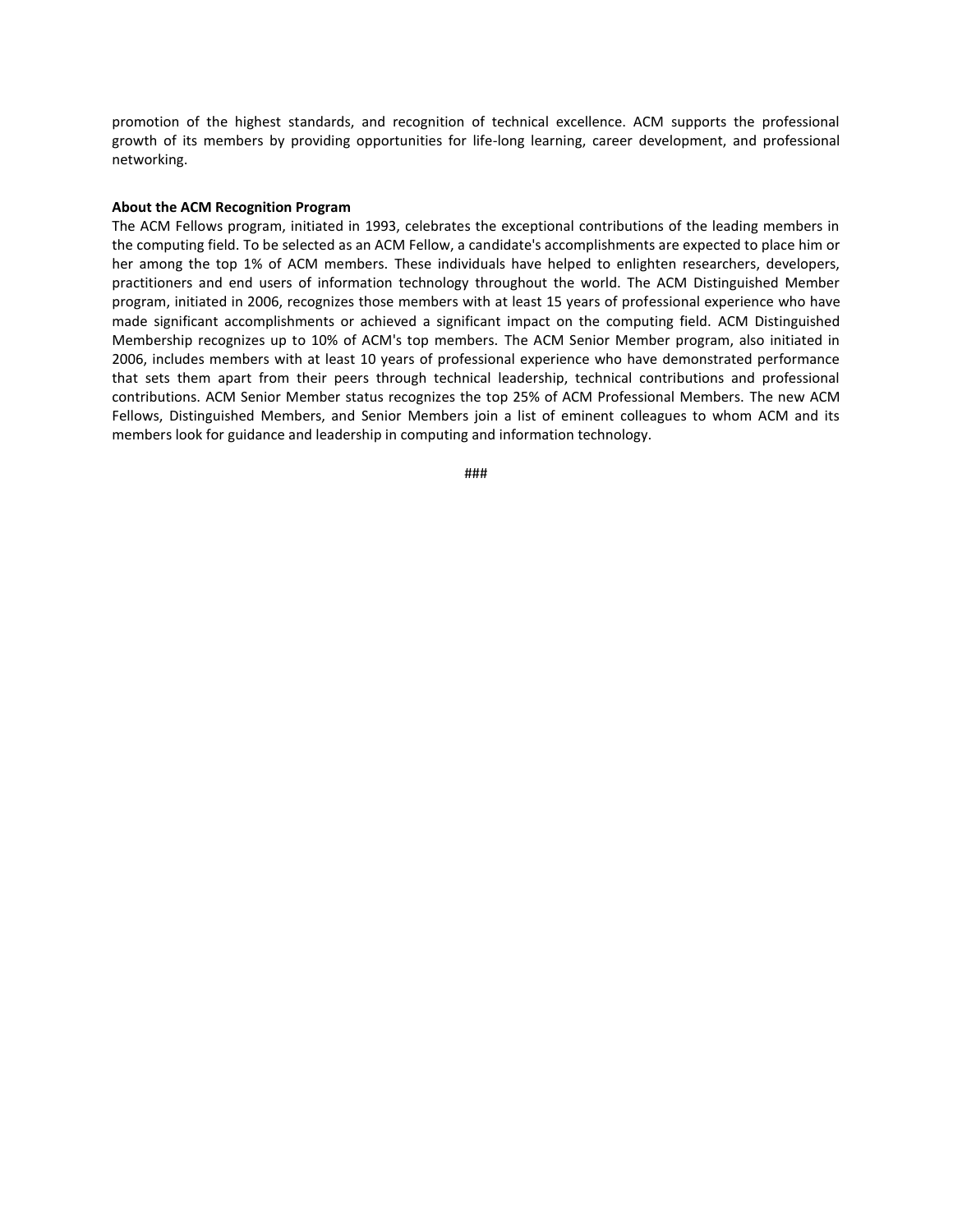promotion of the highest standards, and recognition of technical excellence. ACM supports the professional growth of its members by providing opportunities for life-long learning, career development, and professional networking.

**About the ACM Recognition Program**

The ACM Fellows program, initiated in 1993, celebrates the exceptional contributions of the leading members in the computing field. To be selected as an ACM Fellow, a candidate's accomplishments are expected to place him or her among the top 1% of ACM members. These individuals have helped to enlighten researchers, developers, practitioners and end users of information technology throughout the world. The ACM Distinguished Member program, initiated in 2006, recognizes those members with at least 15 years of professional experience who have made significant accomplishments or achieved a significant impact on the computing field. ACM Distinguished Membership recognizes up to 10% of ACM's top members. The ACM Senior Member program, also initiated in 2006, includes members with at least 10 years of professional experience who have demonstrated performance that sets them apart from their peers through technical leadership, technical contributions and professional contributions. ACM Senior Member status recognizes the top 25% of ACM Professional Members. The new ACM Fellows, Distinguished Members, and Senior Members join a list of eminent colleagues to whom ACM and its members look for guidance and leadership in computing and information technology.

###